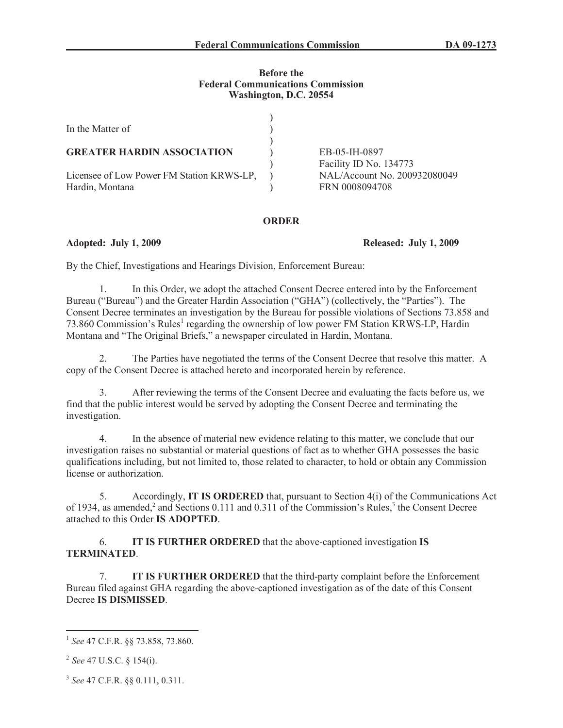**Before the**
**Federal Communications Commission**
**Washington, D.C. 20554**

| | | |
|---|---|---|
| In the Matter of | ) | |
| | ) | |
| **GREATER HARDIN ASSOCIATION** | ) | EB-05-IH-0897 |
| | ) | Facility ID No. 134773 |
| Licensee of Low Power FM Station KRWS-LP, | ) | NAL/Account No. 200932080049 |
| Hardin, Montana | ) | FRN 0008094708 |

## ORDER

**Adopted: July 1, 2009** **Released: July 1, 2009**

By the Chief, Investigations and Hearings Division, Enforcement Bureau:

1. In this Order, we adopt the attached Consent Decree entered into by the Enforcement Bureau ("Bureau") and the Greater Hardin Association ("GHA") (collectively, the "Parties"). The Consent Decree terminates an investigation by the Bureau for possible violations of Sections 73.858 and 73.860 Commission's Rules[1] regarding the ownership of low power FM Station KRWS-LP, Hardin Montana and "The Original Briefs," a newspaper circulated in Hardin, Montana.

2. The Parties have negotiated the terms of the Consent Decree that resolve this matter. A copy of the Consent Decree is attached hereto and incorporated herein by reference.

3. After reviewing the terms of the Consent Decree and evaluating the facts before us, we find that the public interest would be served by adopting the Consent Decree and terminating the investigation.

4. In the absence of material new evidence relating to this matter, we conclude that our investigation raises no substantial or material questions of fact as to whether GHA possesses the basic qualifications including, but not limited to, those related to character, to hold or obtain any Commission license or authorization.

5. Accordingly, **IT IS ORDERED** that, pursuant to Section 4(i) of the Communications Act of 1934, as amended,[2] and Sections 0.111 and 0.311 of the Commission's Rules,[3] the Consent Decree attached to this Order **IS ADOPTED**.

6. **IT IS FURTHER ORDERED** that the above-captioned investigation **IS TERMINATED**.

7. **IT IS FURTHER ORDERED** that the third-party complaint before the Enforcement Bureau filed against GHA regarding the above-captioned investigation as of the date of this Consent Decree **IS DISMISSED**.

---

[1] *See* 47 C.F.R. §§ 73.858, 73.860.

[2] *See* 47 U.S.C. § 154(i).

[3] *See* 47 C.F.R. §§ 0.111, 0.311.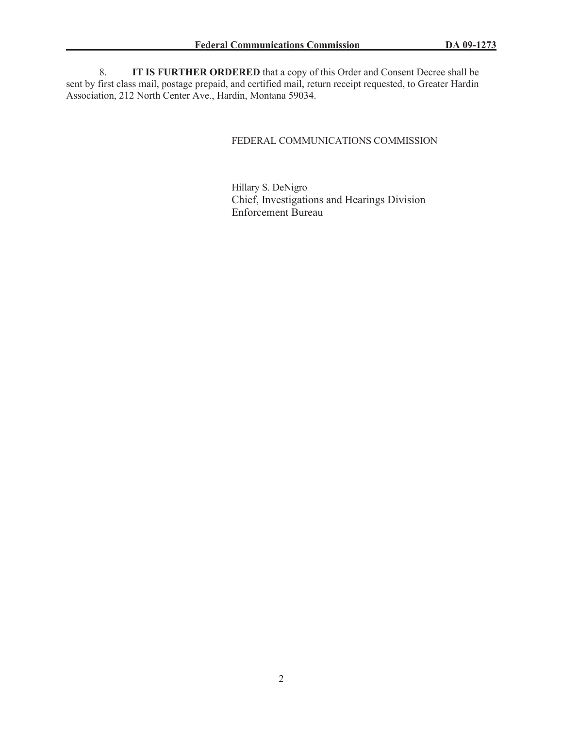8. **IT IS FURTHER ORDERED** that a copy of this Order and Consent Decree shall be sent by first class mail, postage prepaid, and certified mail, return receipt requested, to Greater Hardin Association, 212 North Center Ave., Hardin, Montana 59034.

FEDERAL COMMUNICATIONS COMMISSION

Hillary S. DeNigro
Chief, Investigations and Hearings Division
Enforcement Bureau